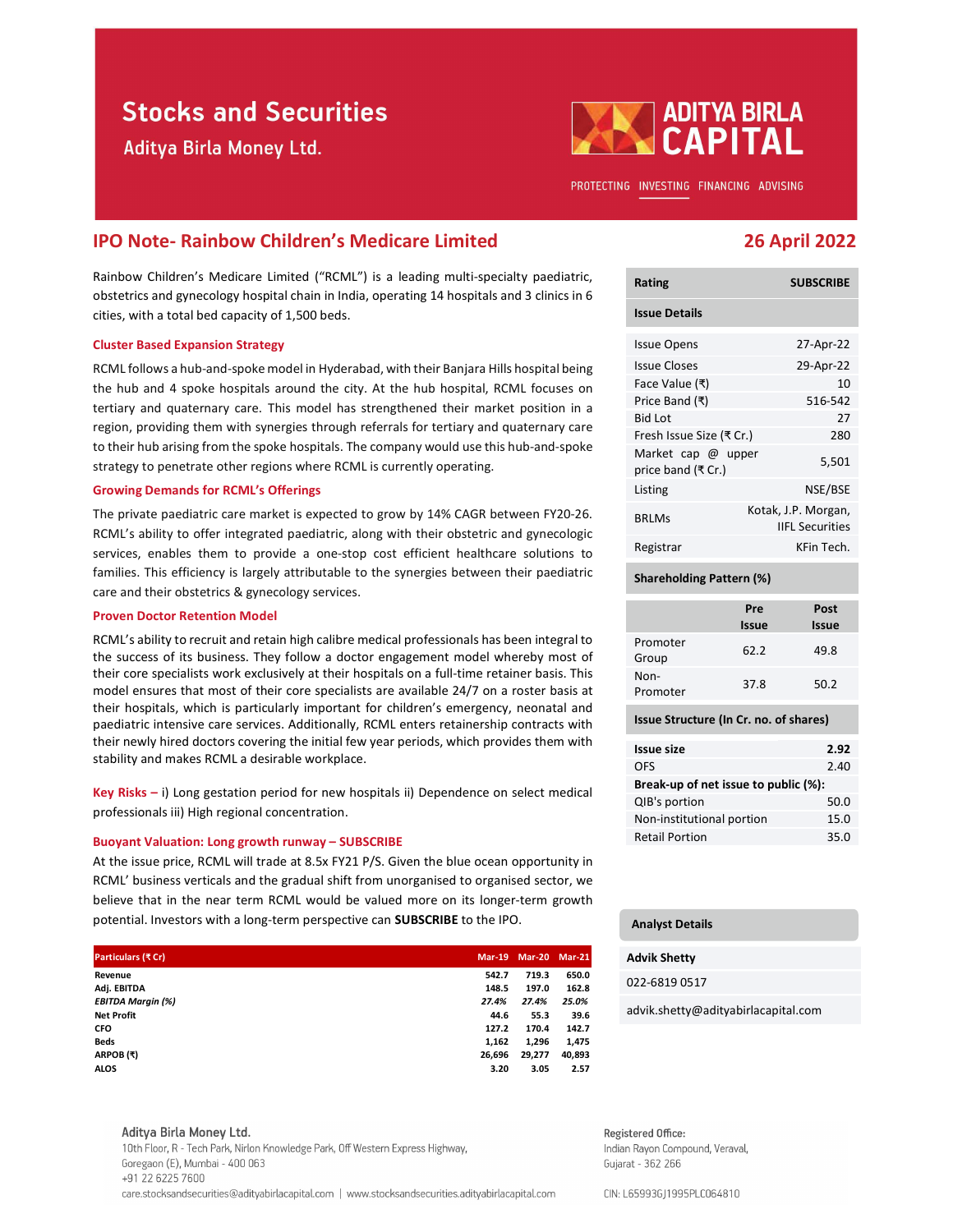# Stocks and Securities

Aditya Birla Money Ltd.

ADITYA BIRLA CAPITAL

PROTECTING INVESTING FINANCING ADVISING

## IPO Note- Rainbow Children's Medicare Limited

**26 April 2022**

Rainbow Children's Medicare Limited ("RCML") is a leading multi-specialty paediatric, obstetrics and gynecology hospital chain in India, operating 14 hospitals and 3 clinics in 6 cities, with a total bed capacity of 1,500 beds.

### Cluster Based Expansion Strategy

RCML follows a hub-and-spoke model in Hyderabad, with their Banjara Hills hospital being the hub and 4 spoke hospitals around the city. At the hub hospital, RCML focuses on tertiary and quaternary care. This model has strengthened their market position in a region, providing them with synergies through referrals for tertiary and quaternary care to their hub arising from the spoke hospitals. The company would use this hub-and-spoke strategy to penetrate other regions where RCML is currently operating.

### Growing Demands for RCML's Offerings

The private paediatric care market is expected to grow by 14% CAGR between FY20-26. RCML's ability to offer integrated paediatric, along with their obstetric and gynecologic services, enables them to provide a one-stop cost efficient healthcare solutions to families. This efficiency is largely attributable to the synergies between their paediatric care and their obstetrics & gynecology services.

### Proven Doctor Retention Model

RCML's ability to recruit and retain high calibre medical professionals has been integral to the success of its business. They follow a doctor engagement model whereby most of their core specialists work exclusively at their hospitals on a full-time retainer basis. This model ensures that most of their core specialists are available 24/7 on a roster basis at their hospitals, which is particularly important for children's emergency, neonatal and paediatric intensive care services. Additionally, RCML enters retainership contracts with their newly hired doctors covering the initial few year periods, which provides them with stability and makes RCML a desirable workplace.

**Key Risks –** i) Long gestation period for new hospitals ii) Dependence on select medical professionals iii) High regional concentration.

### Buoyant Valuation: Long growth runway – SUBSCRIBE

At the issue price, RCML will trade at 8.5x FY21 P/S. Given the blue ocean opportunity in RCML' business verticals and the gradual shift from unorganised to organised sector, we believe that in the near term RCML would be valued more on its longer-term growth potential. Investors with a long-term perspective can **SUBSCRIBE** to the IPO.

| Particulars (₹ Cr) | Mar-19 | Mar-20 | Mar-21 |
|---|---|---|---|
| Revenue | 542.7 | 719.3 | 650.0 |
| Adj. EBITDA | 148.5 | 197.0 | 162.8 |
| *EBITDA Margin (%)* | *27.4%* | *27.4%* | *25.0%* |
| Net Profit | 44.6 | 55.3 | 39.6 |
| CFO | 127.2 | 170.4 | 142.7 |
| Beds | 1,162 | 1,296 | 1,475 |
| ARPOB (₹) | 26,696 | 29,277 | 40,893 |
| ALOS | 3.20 | 3.05 | 2.57 |

| Rating | SUBSCRIBE |
|---|---|
| **Issue Details** | |
| Issue Opens | 27-Apr-22 |
| Issue Closes | 29-Apr-22 |
| Face Value (₹) | 10 |
| Price Band (₹) | 516-542 |
| Bid Lot | 27 |
| Fresh Issue Size (₹ Cr.) | 280 |
| Market cap @ upper price band (₹ Cr.) | 5,501 |
| Listing | NSE/BSE |
| BRLMs | Kotak, J.P. Morgan, IIFL Securities |
| Registrar | KFin Tech. |

**Shareholding Pattern (%)**

| | Pre Issue | Post Issue |
|---|---|---|
| Promoter Group | 62.2 | 49.8 |
| Non-Promoter | 37.8 | 50.2 |

**Issue Structure (In Cr. no. of shares)**

| | |
|---|---|
| **Issue size** | **2.92** |
| OFS | 2.40 |
| **Break-up of net issue to public (%):** | |
| QIB's portion | 50.0 |
| Non-institutional portion | 15.0 |
| Retail Portion | 35.0 |

**Analyst Details**

Advik Shetty

022-6819 0517

advik.shetty@adityabirlacapital.com

Aditya Birla Money Ltd.
10th Floor, R - Tech Park, Nirlon Knowledge Park, Off Western Express Highway, Goregaon (E), Mumbai - 400 063
+91 22 6225 7600
care.stocksandsecurities@adityabirlacapital.com | www.stocksandsecurities.adityabirlacapital.com

Registered Office:
Indian Rayon Compound, Veraval, Gujarat - 362 266

CIN: L65993GJ1995PLC064810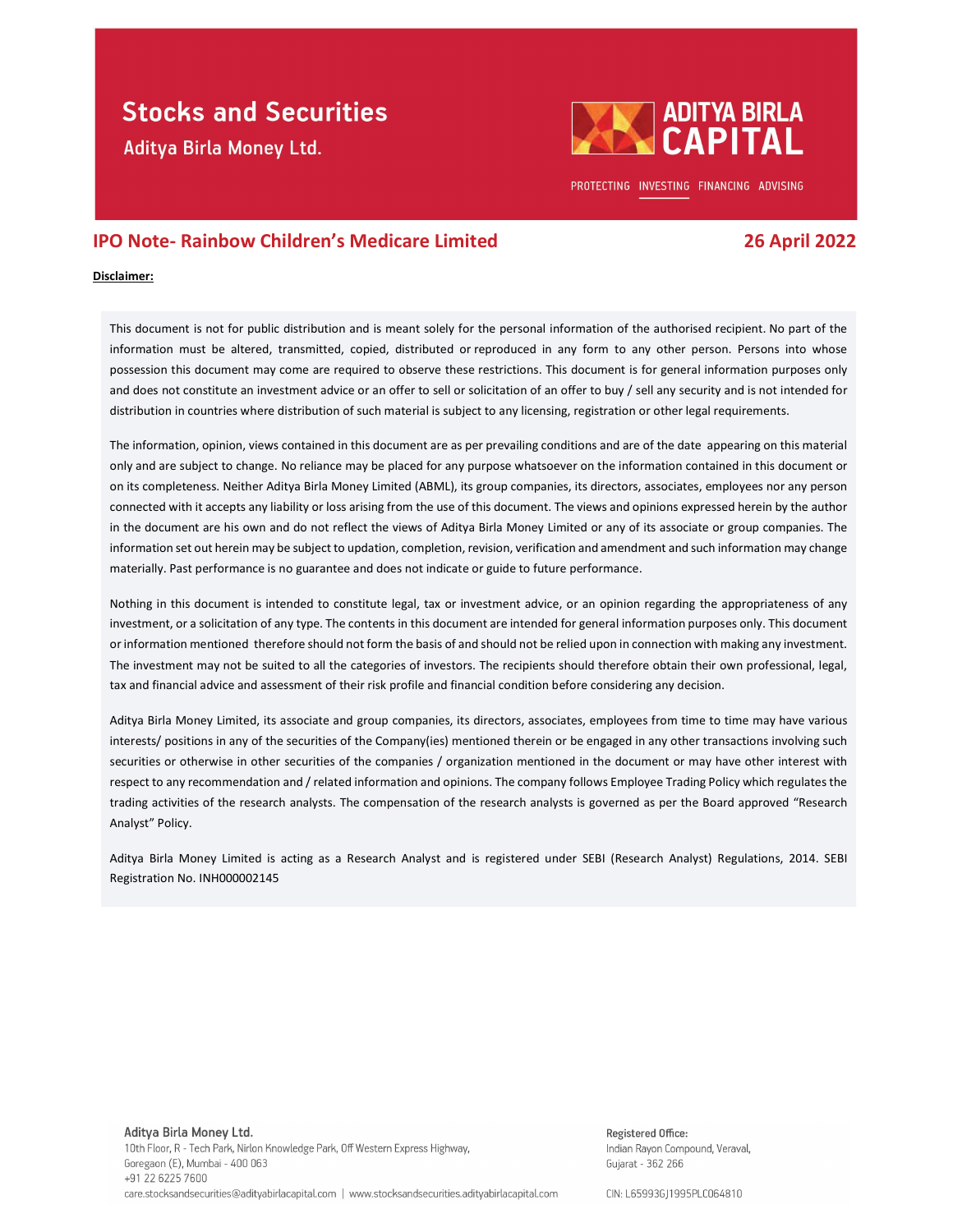# Stocks and Securities

Aditya Birla Money Ltd.

ADITYA BIRLA CAPITAL

PROTECTING INVESTING FINANCING ADVISING

## IPO Note- Rainbow Children's Medicare Limited

**26 April 2022**

**Disclaimer:**

This document is not for public distribution and is meant solely for the personal information of the authorised recipient. No part of the information must be altered, transmitted, copied, distributed or reproduced in any form to any other person. Persons into whose possession this document may come are required to observe these restrictions. This document is for general information purposes only and does not constitute an investment advice or an offer to sell or solicitation of an offer to buy / sell any security and is not intended for distribution in countries where distribution of such material is subject to any licensing, registration or other legal requirements.

The information, opinion, views contained in this document are as per prevailing conditions and are of the date appearing on this material only and are subject to change. No reliance may be placed for any purpose whatsoever on the information contained in this document or on its completeness. Neither Aditya Birla Money Limited (ABML), its group companies, its directors, associates, employees nor any person connected with it accepts any liability or loss arising from the use of this document. The views and opinions expressed herein by the author in the document are his own and do not reflect the views of Aditya Birla Money Limited or any of its associate or group companies. The information set out herein may be subject to updation, completion, revision, verification and amendment and such information may change materially. Past performance is no guarantee and does not indicate or guide to future performance.

Nothing in this document is intended to constitute legal, tax or investment advice, or an opinion regarding the appropriateness of any investment, or a solicitation of any type. The contents in this document are intended for general information purposes only. This document or information mentioned therefore should not form the basis of and should not be relied upon in connection with making any investment. The investment may not be suited to all the categories of investors. The recipients should therefore obtain their own professional, legal, tax and financial advice and assessment of their risk profile and financial condition before considering any decision.

Aditya Birla Money Limited, its associate and group companies, its directors, associates, employees from time to time may have various interests/ positions in any of the securities of the Company(ies) mentioned therein or be engaged in any other transactions involving such securities or otherwise in other securities of the companies / organization mentioned in the document or may have other interest with respect to any recommendation and / related information and opinions. The company follows Employee Trading Policy which regulates the trading activities of the research analysts. The compensation of the research analysts is governed as per the Board approved "Research Analyst" Policy.

Aditya Birla Money Limited is acting as a Research Analyst and is registered under SEBI (Research Analyst) Regulations, 2014. SEBI Registration No. INH000002145

**Aditya Birla Money Ltd.**
10th Floor, R - Tech Park, Nirlon Knowledge Park, Off Western Express Highway,
Goregaon (E), Mumbai - 400 063
+91 22 6225 7600
care.stocksandsecurities@adityabirlacapital.com | www.stocksandsecurities.adityabirlacapital.com

**Registered Office:**
Indian Rayon Compound, Veraval,
Gujarat - 362 266

CIN: L65993GJ1995PLC064810